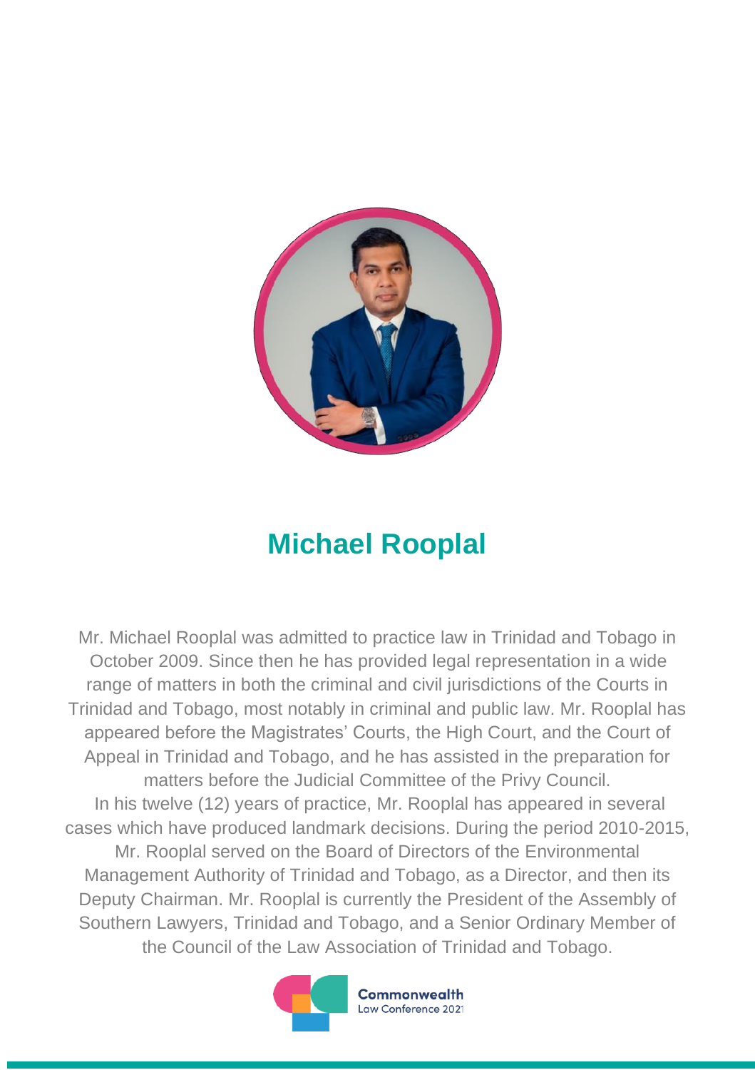# Michael Rooplal

Mr. Michael Rooplal was admitted to practice law in Trinidad and Tobago in October 2009. Since then he has provided legal representation in a wide range of matters in both the criminal and civil jurisdictions of the Courts in Trinidad and Tobago, most notably in criminal and public law. Mr. Rooplal has appeared before the Magistrates' Courts, the High Court, and the Court of Appeal in Trinidad and Tobago, and he has assisted in the preparation for matters before the Judicial Committee of the Privy Council.

In his twelve (12) years of practice, Mr. Rooplal has appeared in several cases which have produced landmark decisions. During the period 2010-2015, Mr. Rooplal served on the Board of Directors of the Environmental Management Authority of Trinidad and Tobago, as a Director, and then its Deputy Chairman. Mr. Rooplal is currently the President of the Assembly of Southern Lawyers, Trinidad and Tobago, and a Senior Ordinary Member of the Council of the Law Association of Trinidad and Tobago.

Commonwealth Law Conference 2021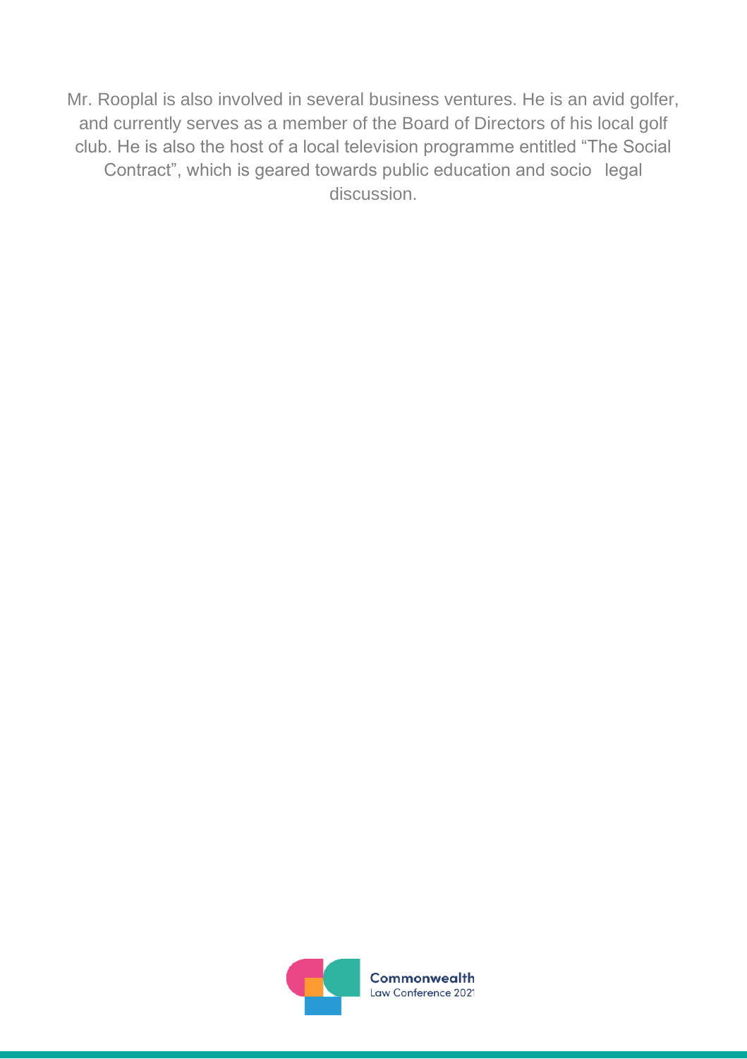Mr. Rooplal is also involved in several business ventures. He is an avid golfer, and currently serves as a member of the Board of Directors of his local golf club. He is also the host of a local television programme entitled "The Social Contract", which is geared towards public education and socio legal discussion.